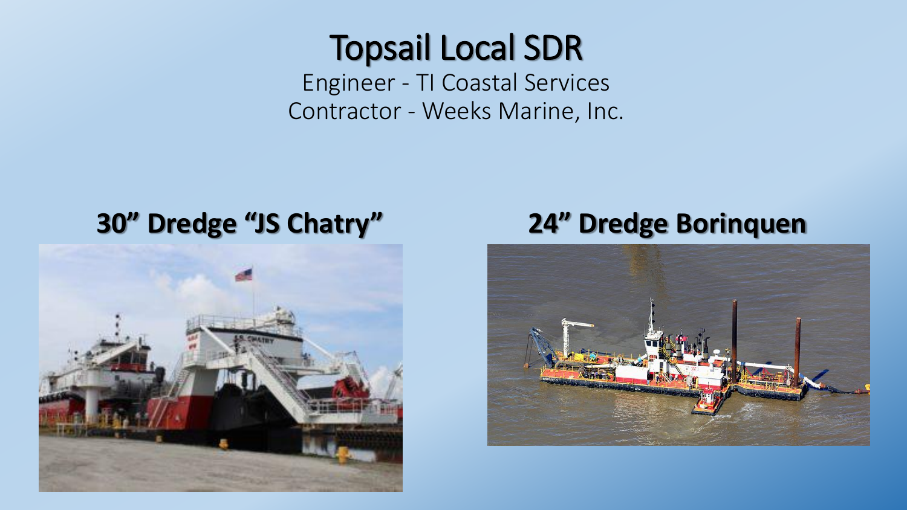# Topsail Local SDR

Engineer - TI Coastal Services

Contractor - Weeks Marine, Inc.

**30" Dredge "JS Chatry"**

**24" Dredge Borinquen**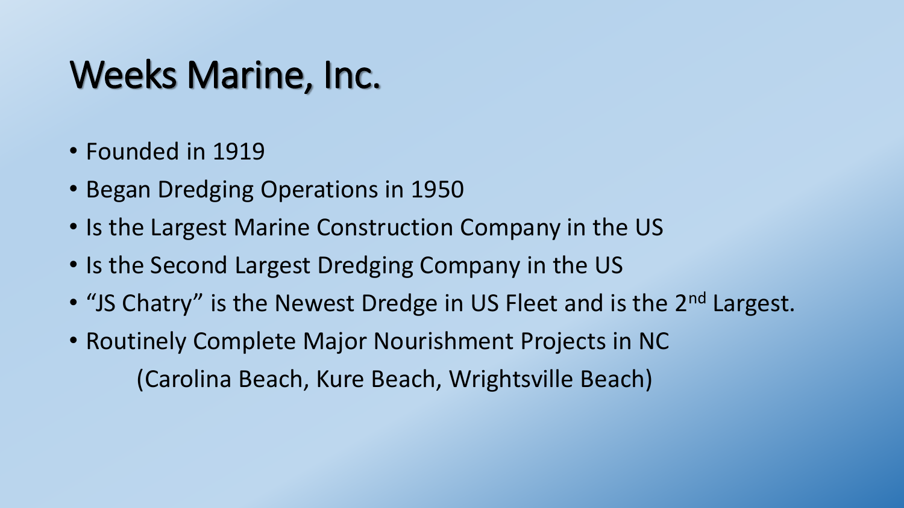# Weeks Marine, Inc.

- Founded in 1919
- Began Dredging Operations in 1950
- Is the Largest Marine Construction Company in the US
- Is the Second Largest Dredging Company in the US
- “JS Chatry” is the Newest Dredge in US Fleet and is the 2nd Largest.
- Routinely Complete Major Nourishment Projects in NC
  (Carolina Beach, Kure Beach, Wrightsville Beach)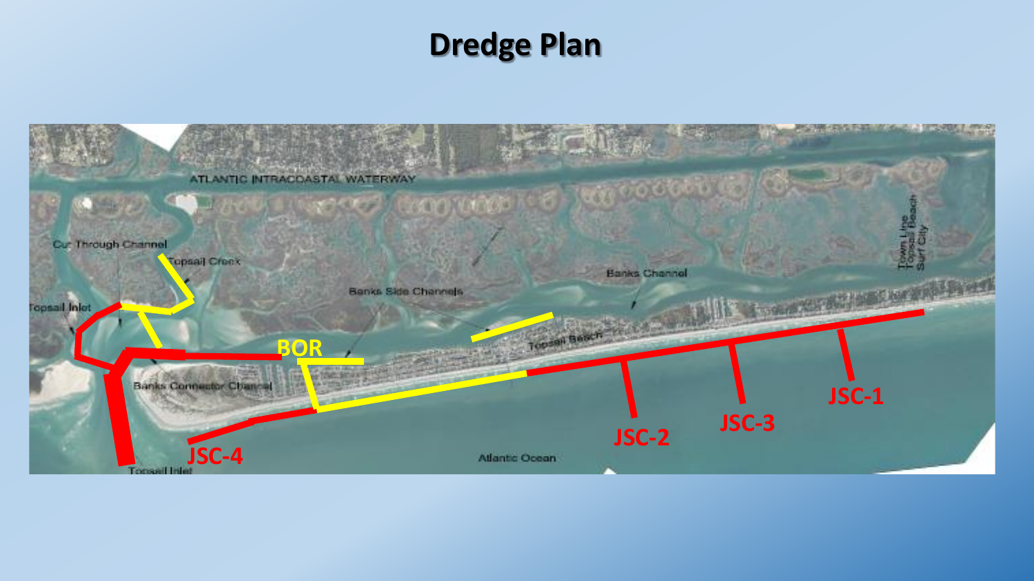# Dredge Plan

ATLANTIC INTRACOASTAL WATERWAY

Cut Through Channel

Topsail Creek

Topsail Inlet

Banks Side Channels

Banks Channel

Town Line Topsail Beach Surf City

BOR

Banks Connector Channel

Topsail Beach

JSC-1

JSC-2

JSC-3

JSC-4

Atlantic Ocean

Topsail Inlet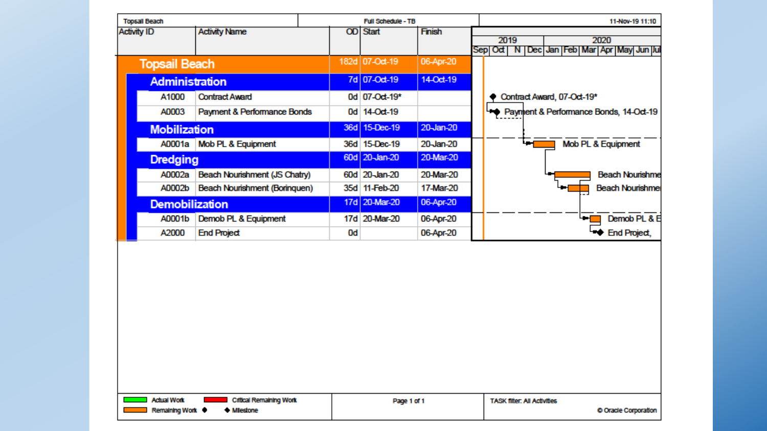Topsail Beach | Full Schedule - TB | 11-Nov-19 11:10

| Activity ID | Activity Name | OD | Start | Finish |
|---|---|---|---|---|
| **Topsail Beach** | | 182d | 07-Oct-19 | 06-Apr-20 |
| **Administration** | | 7d | 07-Oct-19 | 14-Oct-19 |
| A1000 | Contract Award | 0d | 07-Oct-19* | |
| A0003 | Payment & Performance Bonds | 0d | 14-Oct-19 | |
| **Mobilization** | | 36d | 15-Dec-19 | 20-Jan-20 |
| A0001a | Mob PL & Equipment | 36d | 15-Dec-19 | 20-Jan-20 |
| **Dredging** | | 60d | 20-Jan-20 | 20-Mar-20 |
| A0002a | Beach Nourishment (JS Chatry) | 60d | 20-Jan-20 | 20-Mar-20 |
| A0002b | Beach Nourishment (Borinquen) | 35d | 11-Feb-20 | 17-Mar-20 |
| **Demobilization** | | 17d | 20-Mar-20 | 06-Apr-20 |
| A0001b | Demob PL & Equipment | 17d | 20-Mar-20 | 06-Apr-20 |
| A2000 | End Project | 0d | | 06-Apr-20 |

Gantt chart labels (2019: Sep, Oct, N, Dec; 2020: Jan, Feb, Mar, Apr, May, Jun, Jul):

- Contract Award, 07-Oct-19*
- Payment & Performance Bonds, 14-Oct-19
- Mob PL & Equipment
- Beach Nourishme
- Beach Nourishme
- Demob PL & E
- End Project,

Legend: Actual Work | Critical Remaining Work | Remaining Work | Milestone

Page 1 of 1

TASK filter: All Activities

© Oracle Corporation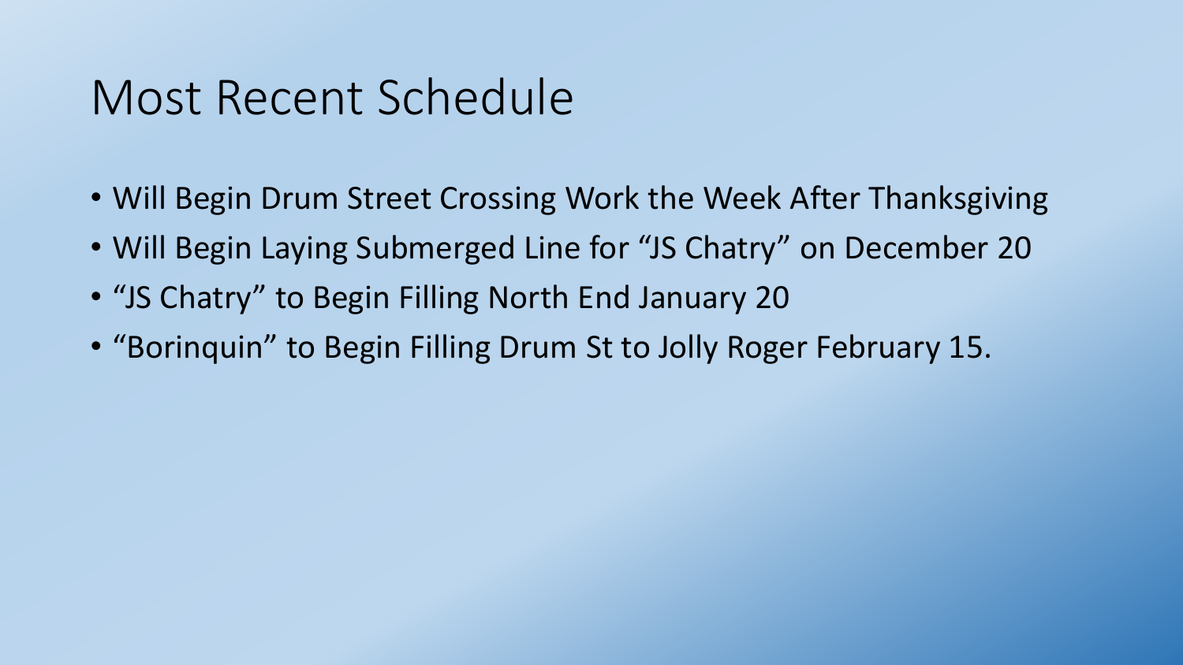# Most Recent Schedule

- Will Begin Drum Street Crossing Work the Week After Thanksgiving
- Will Begin Laying Submerged Line for “JS Chatry” on December 20
- “JS Chatry” to Begin Filling North End January 20
- “Borinquin” to Begin Filling Drum St to Jolly Roger February 15.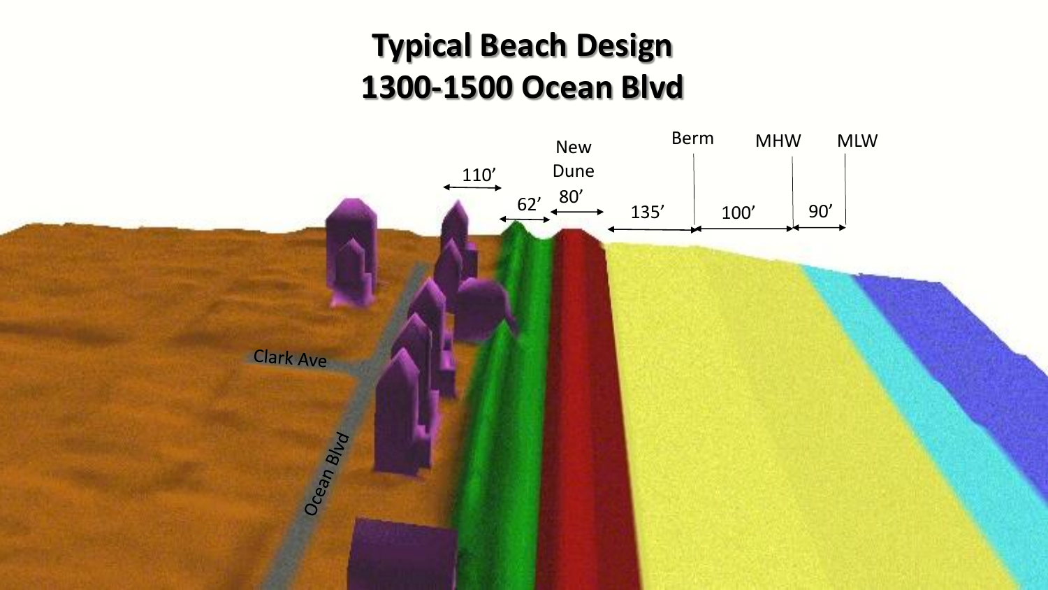# Typical Beach Design
# 1300-1500 Ocean Blvd

New Dune

Berm

MHW

MLW

110'

62'

80'

135'

100'

90'

Clark Ave

Ocean Blvd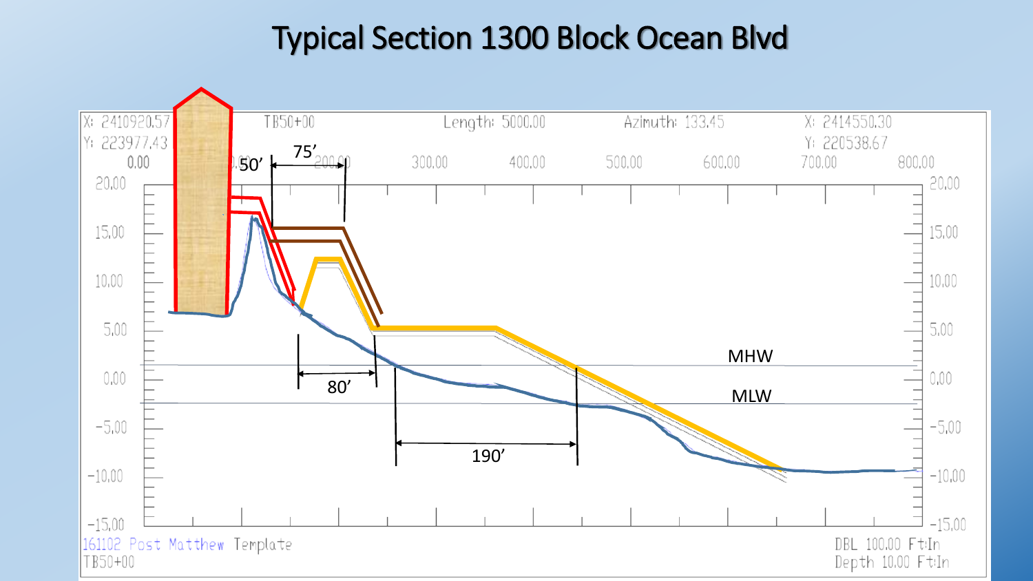# Typical Section 1300 Block Ocean Blvd

X: 2410920.57
Y: 223977.43

TB50+00

Length: 5000.00

Azimuth: 133.45

X: 2414550.30
Y: 220538.67

0.00 | 100.00 | 200.00 | 300.00 | 400.00 | 500.00 | 600.00 | 700.00 | 800.00

20.00 | 15.00 | 10.00 | 5.00 | 0.00 | -5.00 | -10.00 | -15.00

50’

75’

80’

190’

MHW

MLW

161102 Post Matthew Template
TB50+00

DBL 100.00 Ft:In
Depth 10.00 Ft:In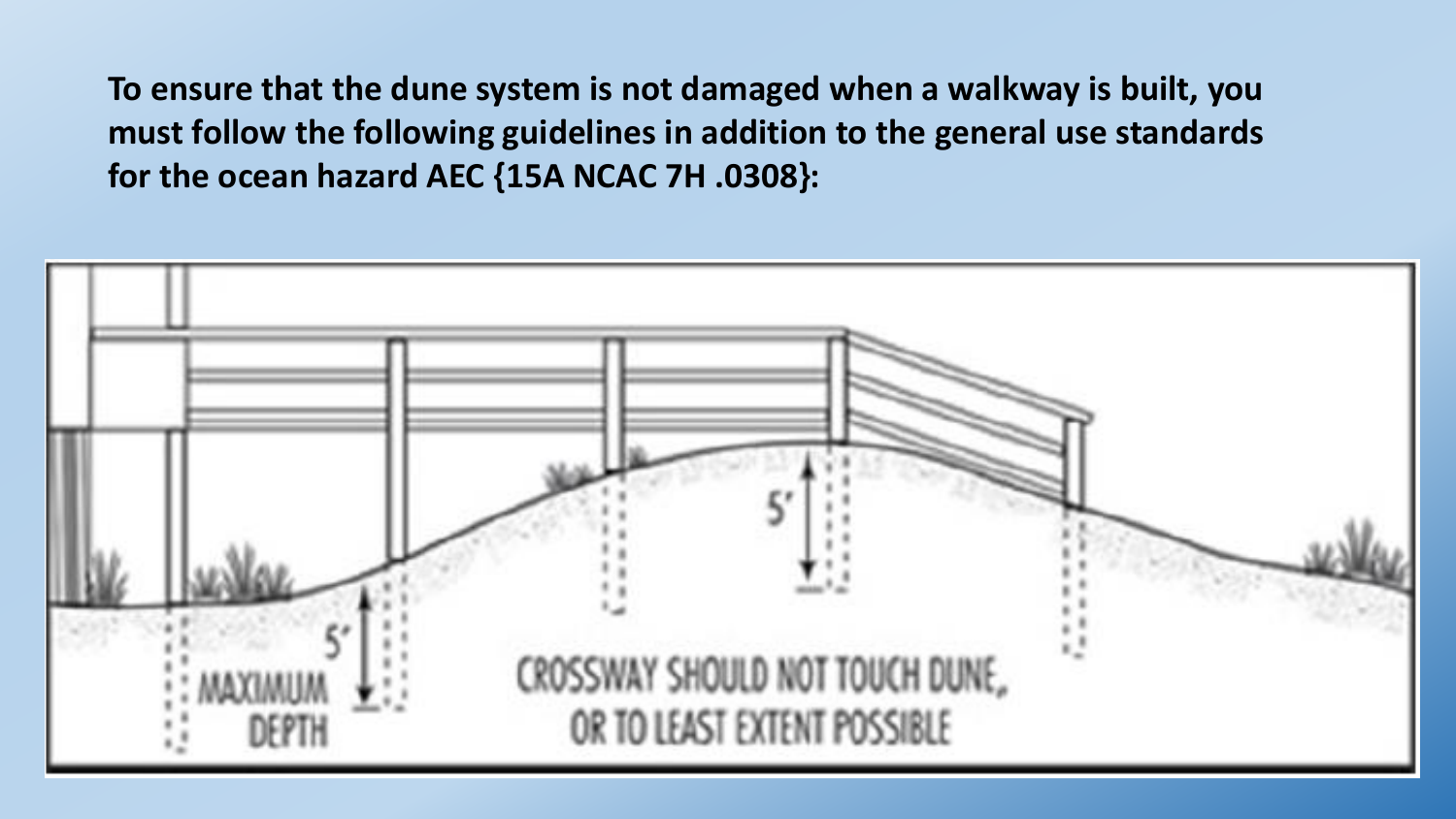**To ensure that the dune system is not damaged when a walkway is built, you must follow the following guidelines in addition to the general use standards for the ocean hazard AEC {15A NCAC 7H .0308}:**

5'

5'

MAXIMUM DEPTH

CROSSWAY SHOULD NOT TOUCH DUNE, OR TO LEAST EXTENT POSSIBLE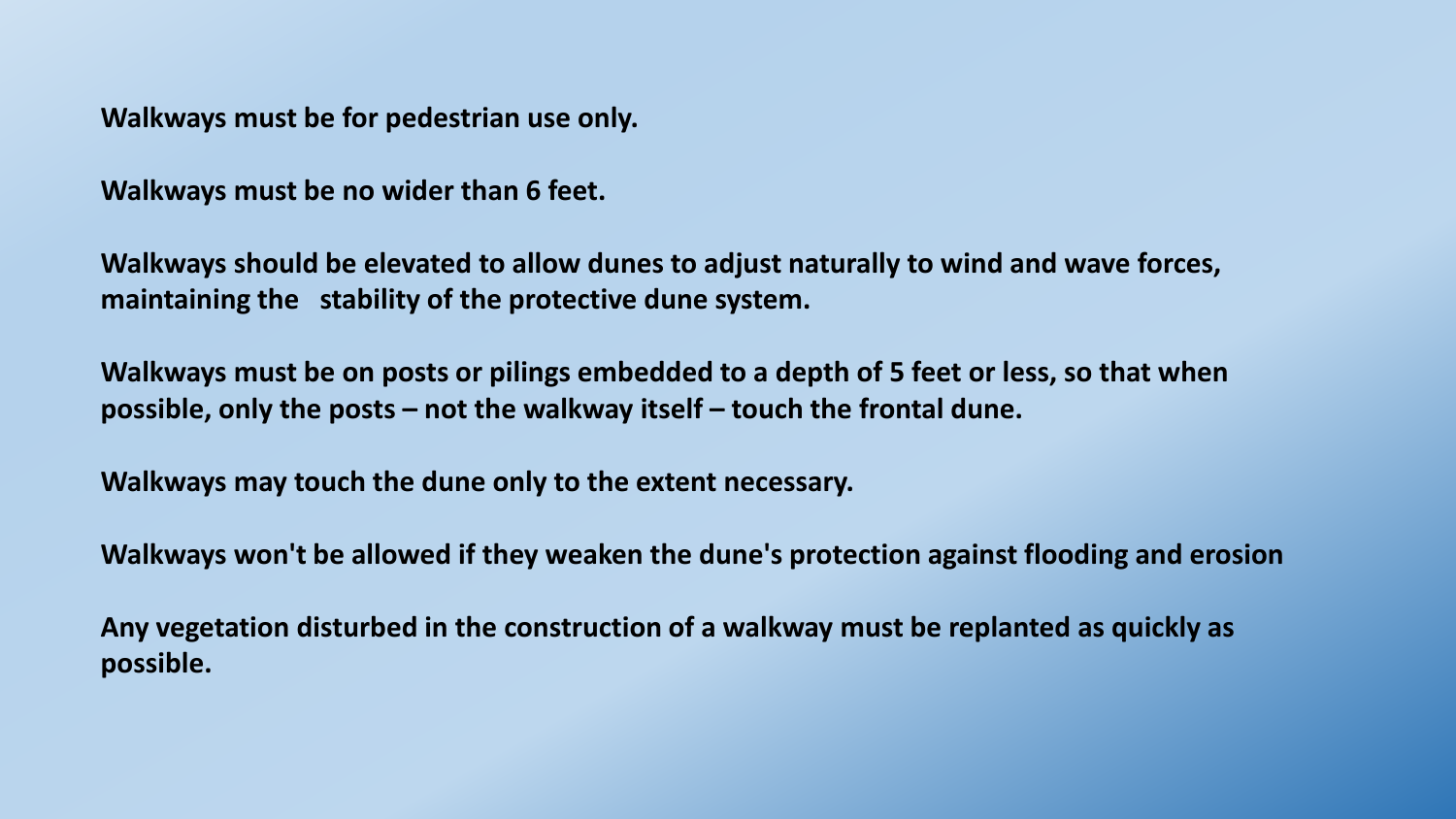**Walkways must be for pedestrian use only.**

**Walkways must be no wider than 6 feet.**

**Walkways should be elevated to allow dunes to adjust naturally to wind and wave forces, maintaining the stability of the protective dune system.**

**Walkways must be on posts or pilings embedded to a depth of 5 feet or less, so that when possible, only the posts – not the walkway itself – touch the frontal dune.**

**Walkways may touch the dune only to the extent necessary.**

**Walkways won't be allowed if they weaken the dune's protection against flooding and erosion**

**Any vegetation disturbed in the construction of a walkway must be replanted as quickly as possible.**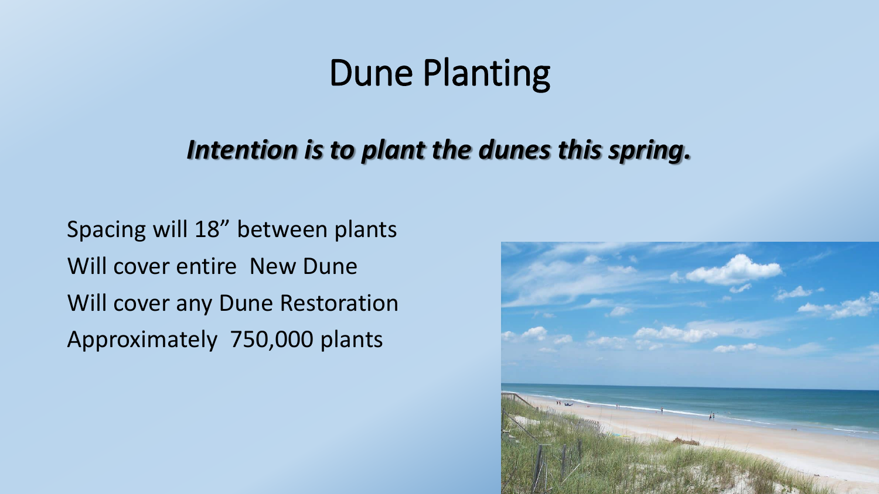# Dune Planting

***Intention is to plant the dunes this spring.***

Spacing will 18” between plants
Will cover entire  New Dune
Will cover any Dune Restoration
Approximately  750,000 plants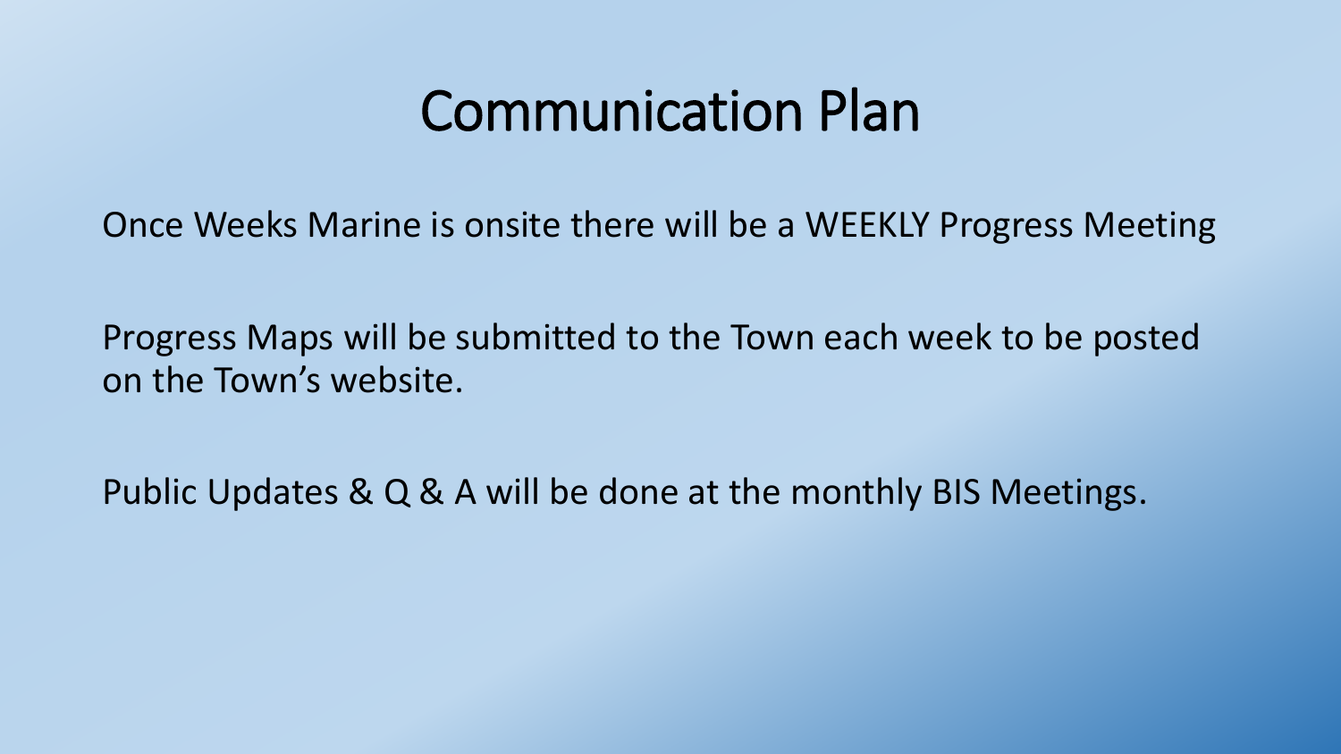# Communication Plan

Once Weeks Marine is onsite there will be a WEEKLY Progress Meeting

Progress Maps will be submitted to the Town each week to be posted on the Town's website.

Public Updates & Q & A will be done at the monthly BIS Meetings.